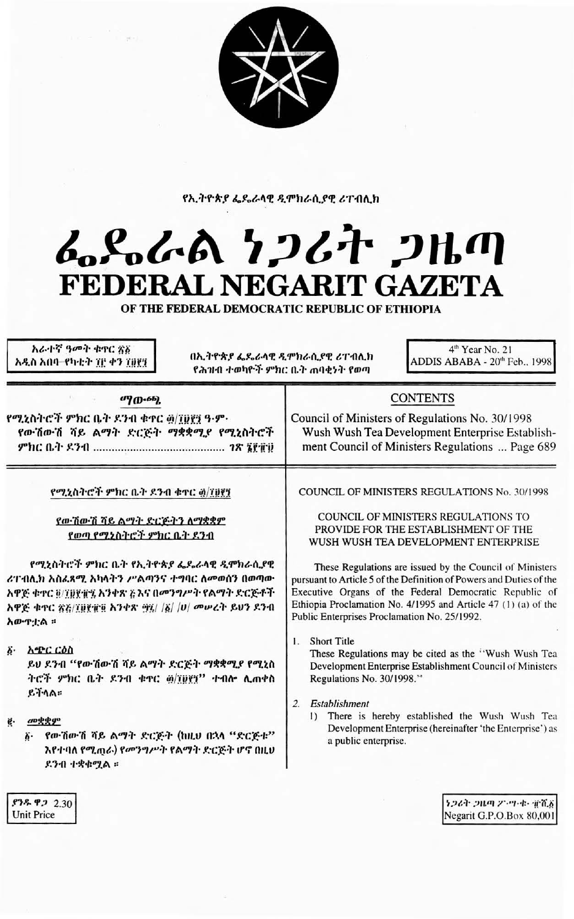የኢትዮጵያ ፌዴራላዊ ዲሞክራሲያዊ ሪፐብሊክ

# ፌዴራል ነጋሪት ጋዜጣ
# FEDERAL NEGARIT GAZETA
## OF THE FEDERAL DEMOCRATIC REPUBLIC OF ETHIOPIA

አራተኛ ዓመት ቁጥር ፳፩
አዲስ አበባ–የካቲት ፲፫ ቀን ፲፱፻፺

በኢትዮጵያ ፌዴራላዊ ዲሞክራሲያዊ ሪፐብሊክ የሕዝብ ተወካዮች ምክር ቤት ጠባቂነት የወጣ

4th Year No. 21
ADDIS ABABA - 20th Feb., 1998

## ማውጫ

የሚኒስትሮች ምክር ቤት ደንብ ቁጥር ፴/፲፱፻፺ ዓ.ም. የውሽውሽ ሻይ ልማት ድርጅት ማቋቋሚያ የሚኒስትሮች ምክር ቤት ደንብ ........................ ገጽ ፮፻፹፱

## CONTENTS

Council of Ministers of Regulations No. 30/1998
Wush Wush Tea Development Enterprise Establishment Council of Ministers Regulations ... Page 689

---

### የሚኒስትሮች ምክር ቤት ደንብ ቁጥር ፴/፲፱፻፺

### የውሽውሽ ሻይ ልማት ድርጅትን ለማቋቋም የወጣ የሚኒስትሮች ምክር ቤት ደንብ

የሚኒስትሮች ምክር ቤት የኢትዮጵያ ፌዴራላዊ ዲሞክራሲያዊ ሪፐብሊክ አስፈጻሚ አካላትን ሥልጣንና ተግባር ለመወሰን በወጣው አዋጅ ቁጥር ፬/፲፱፻፹፯ አንቀጽ ፭ እና በመንግሥት የልማት ድርጅቶች አዋጅ ቁጥር ፳፭/፲፱፻፹፬ አንቀጽ ፵፯/፩/ሀ/ መሠረት ይህን ደንብ አውጥቷል።

፩· አጭር ርዕስ

ይህ ደንብ "የውሽውሽ ሻይ ልማት ድርጅት ማቋቋሚያ የሚኒስትሮች ምክር ቤት ደንብ ቁጥር ፴/፲፱፻፺" ተብሎ ሊጠቀስ ይችላል።

፪· መቋቋም

፩· የውሽውሽ ሻይ ልማት ድርጅት (ከዚህ በኋላ "ድርጅቱ" እየተባለ የሚጠራ) የመንግሥት የልማት ድርጅት ሆኖ በዚህ ደንብ ተቋቁሟል።

### COUNCIL OF MINISTERS REGULATIONS No. 30/1998

### COUNCIL OF MINISTERS REGULATIONS TO PROVIDE FOR THE ESTABLISHMENT OF THE WUSH WUSH TEA DEVELOPMENT ENTERPRISE

These Regulations are issued by the Council of Ministers pursuant to Article 5 of the Definition of Powers and Duties of the Executive Organs of the Federal Democratic Republic of Ethiopia Proclamation No. 4/1995 and Article 47 (1) (a) of the Public Enterprises Proclamation No. 25/1992.

1. Short Title

These Regulations may be cited as the "Wush Wush Tea Development Enterprise Establishment Council of Ministers Regulations No. 30/1998."

2. *Establishment*

1) There is hereby established the Wush Wush Tea Development Enterprise (hereinafter 'the Enterprise') as a public enterprise.

ያንዱ ዋጋ 2.30
Unit Price

ነጋሪት ጋዜጣ ፖ·ሣ·ቁ· ፹ሺ፩
Negarit G.P.O.Box 80,001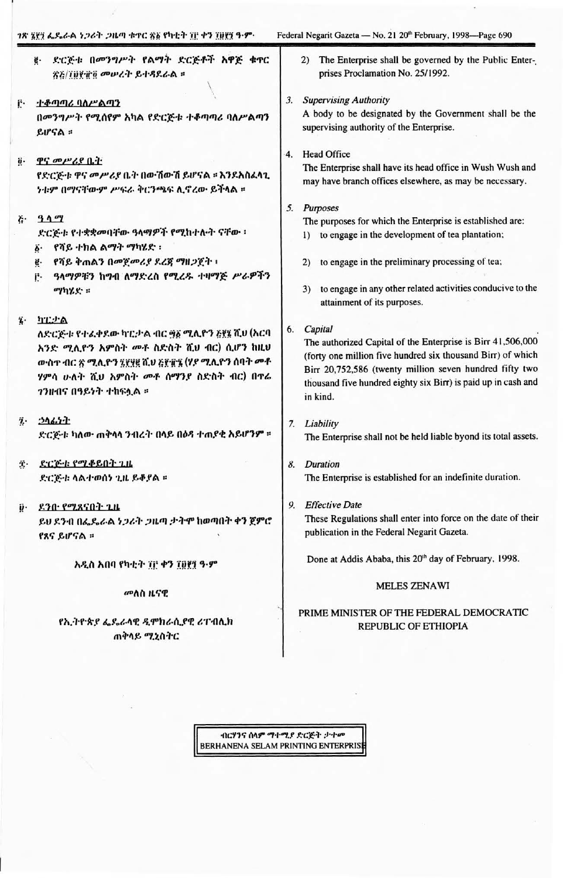፪· ድርጅቱ በመንግሥት የልማት ድርጅቶች አዋጅ ቁጥር ፳፭/፲፱፻፹፬ መሠረት ይተዳደራል ።

2) The Enterprise shall be governed by the Public Enterprises Proclamation No. 25/1992.

፫· ተቆጣጣሪ ባለሥልጣን

በመንግሥት የሚሰየም አካል የድርጅቱ ተቆጣጣሪ ባለሥልጣን ይሆናል ።

3. *Supervising Authority*

A body to be designated by the Government shall be the supervising authority of the Enterprise.

፬· ዋና መሥሪያ ቤት

የድርጅቱ ዋና መሥሪያ ቤት በውሽውሽ ይሆናል ። እንደአስፈላጊነቱም በማናቸውም ሥፍራ ቅርንጫፍ ሊኖረው ይችላል ።

4. Head Office

The Enterprise shall have its head office in Wush Wush and may have branch offices elsewhere, as may be necessary.

፭· ዓላማ

ድርጅቱ የተቋቋመባቸው ዓላማዎች የሚከተሉት ናቸው ፤

፩· የሻይ ተክል ልማት ማካሄድ ፤

፪· የሻይ ቅጠልን በመጀመሪያ ደረጃ ማዘጋጀት ፤

፫· ዓላማዎቹን ከግብ ለማድረስ የሚረዱ ተዛማጅ ሥራዎችን ማካሄድ ።

5. *Purposes*

The purposes for which the Enterprise is established are:

1) to engage in the development of tea plantation;

2) to engage in the preliminary processing of tea;

3) to engage in any other related activities conducive to the attainment of its purposes.

፮· ካፒታል

ለድርጅቱ የተፈቀደው ካፒታል ብር ፵፩ ሚሊዮን ፭፻፮ ሺህ (አርባ አንድ ሚሊዮን አምስት መቶ ስድስት ሺህ ብር) ሲሆን ከዚህ ውስጥ ብር ፳ ሚሊዮን ፯፻፶፪ ሺህ ፭፻፹፮ (ሃያ ሚሊዮን ሰባት መቶ ሃምሳ ሁለት ሺህ አምስት መቶ ሰማንያ ስድስት ብር) በጥሬ ገንዘብና በዓይነት ተከፍሏል ።

6. *Capital*

The authorized Capital of the Enterprise is Birr 41,506,000 (forty one million five hundred six thousand Birr) of which Birr 20,752,586 (twenty million seven hundred fifty two thousand five hundred eighty six Birr) is paid up in cash and in kind.

፯· ኃላፊነት

ድርጅቱ ካለው ጠቅላላ ንብረት በላይ በዕዳ ተጠያቂ አይሆንም ።

7. *Liability*

The Enterprise shall not be held liable byond its total assets.

፰· ድርጅቱ የሚቆይበት ጊዜ

ድርጅቱ ላልተወሰነ ጊዜ ይቆያል ።

8. *Duration*

The Enterprise is established for an indefinite duration.

፱· ደንቡ የሚጸናበት ጊዜ

ይህ ደንብ በፌዴራል ነጋሪት ጋዜጣ ታትሞ ከወጣበት ቀን ጀምሮ የጸና ይሆናል ።

9. *Effective Date*

These Regulations shall enter into force on the date of their publication in the Federal Negarit Gazeta.

አዲስ አበባ የካቲት ፲፫ ቀን ፲፱፻፺ ዓ·ም

Done at Addis Ababa, this 20th day of February, 1998.

መለስ ዜናዊ

የኢትዮጵያ ፌዴራላዊ ዲሞክራሲያዊ ሪፐብሊክ ጠቅላይ ሚኒስትር

MELES ZENAWI

PRIME MINISTER OF THE FEDERAL DEMOCRATIC REPUBLIC OF ETHIOPIA

ብርሃንና ሰላም ማተሚያ ድርጅት ታተመ
BERHANENA SELAM PRINTING ENTERPRISE